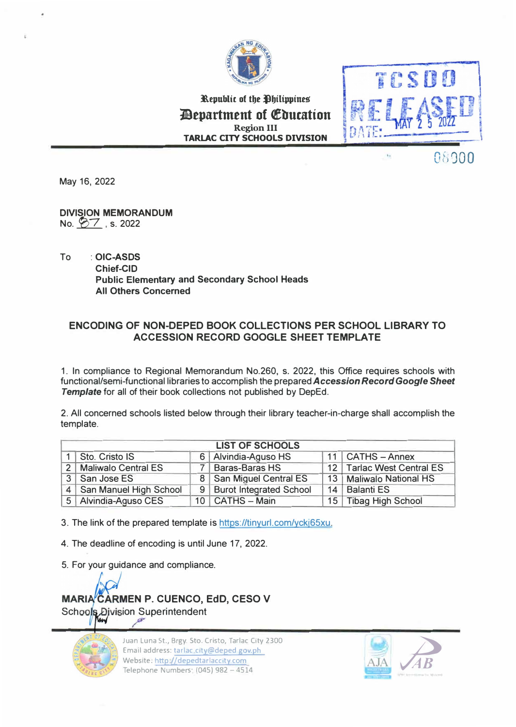Republic of the Philippines
**Department of Education**
Region III
**TARLAC CITY SCHOOLS DIVISION**

TCSDO RELEASED DATE: MAY 25 2022

08900

May 16, 2022

**DIVISION MEMORANDUM**
No. 87 , s. 2022

To : **OIC-ASDS**
**Chief-CID**
**Public Elementary and Secondary School Heads**
**All Others Concerned**

## ENCODING OF NON-DEPED BOOK COLLECTIONS PER SCHOOL LIBRARY TO ACCESSION RECORD GOOGLE SHEET TEMPLATE

1. In compliance to Regional Memorandum No.260, s. 2022, this Office requires schools with functional/semi-functional libraries to accomplish the prepared ***Accession Record Google Sheet Template*** for all of their book collections not published by DepEd.

2. All concerned schools listed below through their library teacher-in-charge shall accomplish the template.

| LIST OF SCHOOLS | | | | | |
|---|---|---|---|---|---|
| 1 | Sto. Cristo IS | 6 | Alvindia-Aguso HS | 11 | CATHS – Annex |
| 2 | Maliwalo Central ES | 7 | Baras-Baras HS | 12 | Tarlac West Central ES |
| 3 | San Jose ES | 8 | San Miguel Central ES | 13 | Maliwalo National HS |
| 4 | San Manuel High School | 9 | Burot Integrated School | 14 | Balanti ES |
| 5 | Alvindia-Aguso CES | 10 | CATHS – Main | 15 | Tibag High School |

3. The link of the prepared template is https://tinyurl.com/yckj65xu.

4. The deadline of encoding is until June 17, 2022.

5. For your guidance and compliance.

**MARIA CARMEN P. CUENCO, EdD, CESO V**
Schools Division Superintendent

Juan Luna St., Brgy. Sto. Cristo, Tarlac City 2300
Email address: tarlac.city@deped.gov.ph
Website: http://depedtarlaccity.com
Telephone Numbers: (045) 982 – 4514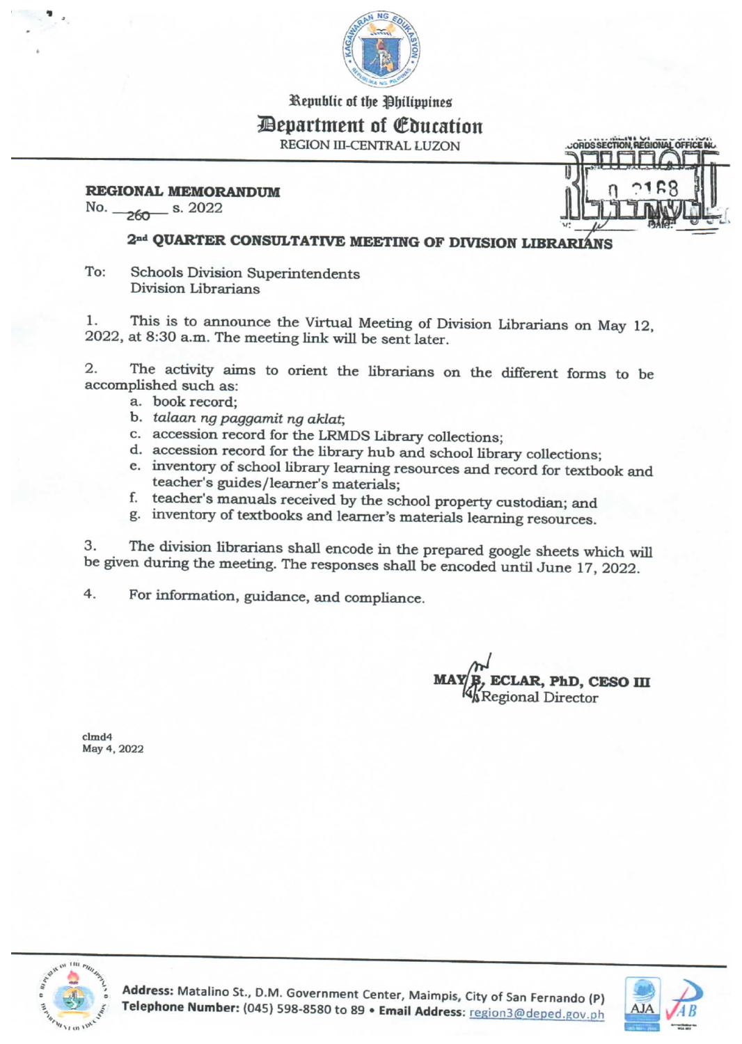Republic of the Philippines

Department of Education

REGION III-CENTRAL LUZON

**REGIONAL MEMORANDUM**

No. 260 s. 2022

## 2nd QUARTER CONSULTATIVE MEETING OF DIVISION LIBRARIANS

To: Schools Division Superintendents
Division Librarians

1. This is to announce the Virtual Meeting of Division Librarians on May 12, 2022, at 8:30 a.m. The meeting link will be sent later.

2. The activity aims to orient the librarians on the different forms to be accomplished such as:
   a. book record;
   b. *talaan ng paggamit ng aklat*;
   c. accession record for the LRMDS Library collections;
   d. accession record for the library hub and school library collections;
   e. inventory of school library learning resources and record for textbook and teacher's guides/learner's materials;
   f. teacher's manuals received by the school property custodian; and
   g. inventory of textbooks and learner's materials learning resources.

3. The division librarians shall encode in the prepared google sheets which will be given during the meeting. The responses shall be encoded until June 17, 2022.

4. For information, guidance, and compliance.

**MAY B. ECLAR, PhD, CESO III**
Regional Director

clmd4
May 4, 2022

**Address:** Matalino St., D.M. Government Center, Maimpis, City of San Fernando (P)
**Telephone Number:** (045) 598-8580 to 89 • **Email Address:** region3@deped.gov.ph